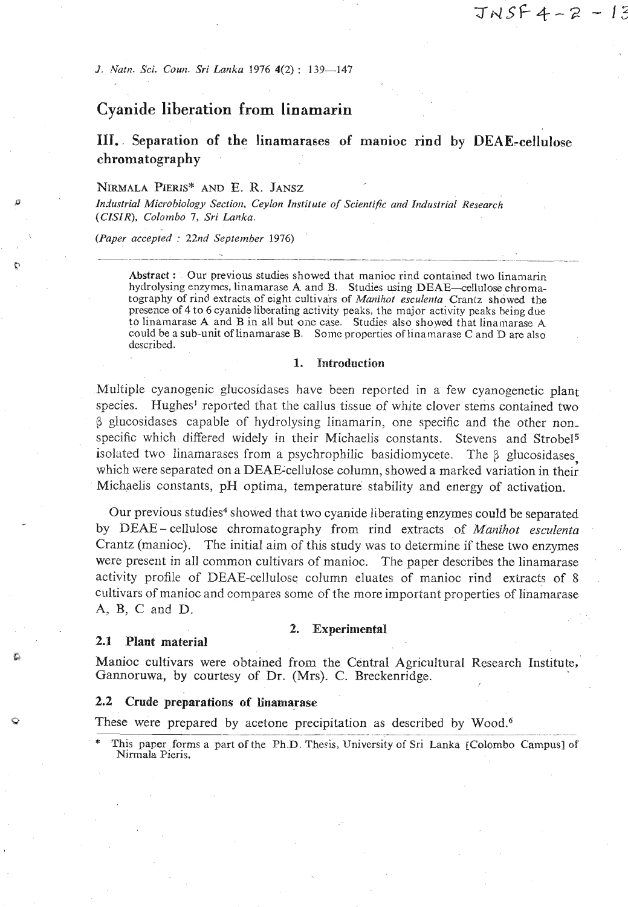# Cyanide liberation from linamarin

## III. Separation of the linamarases of manioc rind by DEAE-cellulose chromatography

NIRMALA PIERIS* AND E. R. JANSZ

*Industrial Microbiology Section, Ceylon Institute of Scientific and Industrial Research (CISIR), Colombo 7, Sri Lanka.*

*(Paper accepted : 22nd September 1976)*

---

**Abstract :** Our previous studies showed that manioc rind contained two linamarin hydrolysing enzymes, linamarase A and B. Studies using DEAE—cellulose chromatography of rind extracts of eight cultivars of *Manihot esculenta* Crantz showed the presence of 4 to 6 cyanide liberating activity peaks, the major activity peaks being due to linamarase A and B in all but one case. Studies also showed that linamarase A could be a sub-unit of linamarase B. Some properties of linamarase C and D are also described.

### 1. Introduction

Multiple cyanogenic glucosidases have been reported in a few cyanogenetic plant species. Hughes[1] reported that the callus tissue of white clover stems contained two β glucosidases capable of hydrolysing linamarin, one specific and the other non-specific which differed widely in their Michaelis constants. Stevens and Strobel[5] isolated two linamarases from a psychrophilic basidiomycete. The β glucosidases, which were separated on a DEAE-cellulose column, showed a marked variation in their Michaelis constants, pH optima, temperature stability and energy of activation.

Our previous studies[4] showed that two cyanide liberating enzymes could be separated by DEAE - cellulose chromatography from rind extracts of *Manihot esculenta* Crantz (manioc). The initial aim of this study was to determine if these two enzymes were present in all common cultivars of manioc. The paper describes the linamarase activity profile of DEAE-cellulose column eluates of manioc rind extracts of 8 cultivars of manioc and compares some of the more important properties of linamarase A, B, C and D.

### 2. Experimental

#### 2.1 Plant material

Manioc cultivars were obtained from the Central Agricultural Research Institute, Gannoruwa, by courtesy of Dr. (Mrs). C. Breckenridge.

#### 2.2 Crude preparations of linamarase

These were prepared by acetone precipitation as described by Wood.[6]

---

\* This paper forms a part of the Ph.D. Thesis, University of Sri Lanka [Colombo Campus] of Nirmala Pieris.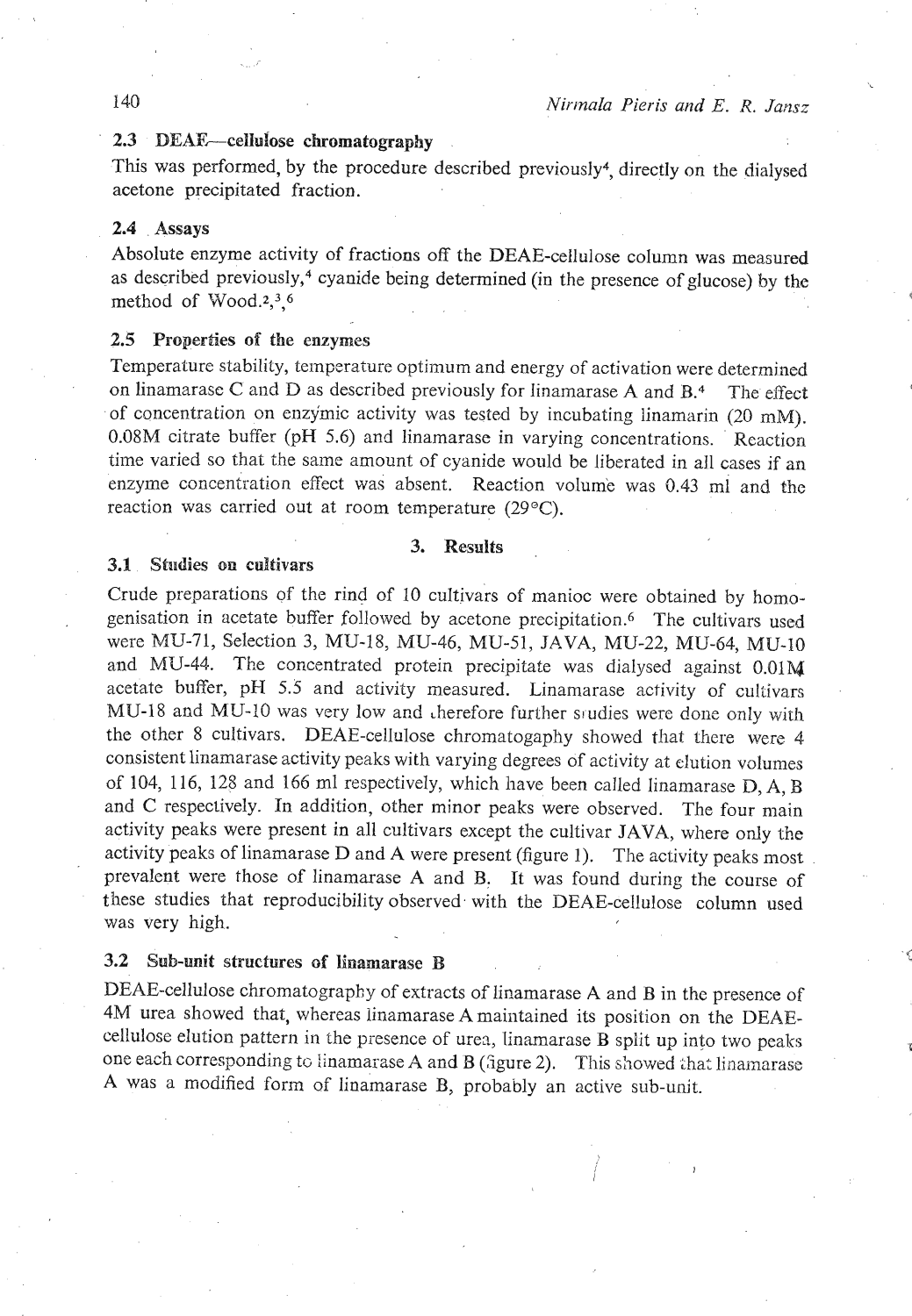### 2.3 DEAE—cellulose chromatography

This was performed, by the procedure described previously[4], directly on the dialysed acetone precipitated fraction.

### 2.4 Assays

Absolute enzyme activity of fractions off the DEAE-cellulose column was measured as described previously,[4] cyanide being determined (in the presence of glucose) by the method of Wood.[2,3,6]

### 2.5 Properties of the enzymes

Temperature stability, temperature optimum and energy of activation were determined on linamarase C and D as described previously for linamarase A and B.[4] The effect of concentration on enzymic activity was tested by incubating linamarin (20 mM). 0.08M citrate buffer (pH 5.6) and linamarase in varying concentrations. Reaction time varied so that the same amount of cyanide would be liberated in all cases if an enzyme concentration effect was absent. Reaction volume was 0.43 ml and the reaction was carried out at room temperature (29°C).

## 3. Results

### 3.1 Studies on cultivars

Crude preparations of the rind of 10 cultivars of manioc were obtained by homogenisation in acetate buffer followed by acetone precipitation.[6] The cultivars used were MU-71, Selection 3, MU-18, MU-46, MU-51, JAVA, MU-22, MU-64, MU-10 and MU-44. The concentrated protein precipitate was dialysed against 0.01M acetate buffer, pH 5.5 and activity measured. Linamarase activity of cultivars MU-18 and MU-10 was very low and therefore further studies were done only with the other 8 cultivars. DEAE-cellulose chromatogaphy showed that there were 4 consistent linamarase activity peaks with varying degrees of activity at elution volumes of 104, 116, 128 and 166 ml respectively, which have been called linamarase D, A, B and C respectively. In addition, other minor peaks were observed. The four main activity peaks were present in all cultivars except the cultivar JAVA, where only the activity peaks of linamarase D and A were present (figure 1). The activity peaks most prevalent were those of linamarase A and B. It was found during the course of these studies that reproducibility observed with the DEAE-cellulose column used was very high.

### 3.2 Sub-unit structures of linamarase B

DEAE-cellulose chromatography of extracts of linamarase A and B in the presence of 4M urea showed that, whereas linamarase A maintained its position on the DEAE-cellulose elution pattern in the presence of urea, linamarase B split up into two peaks one each corresponding to linamarase A and B (figure 2). This showed that linamarase A was a modified form of linamarase B, probably an active sub-unit.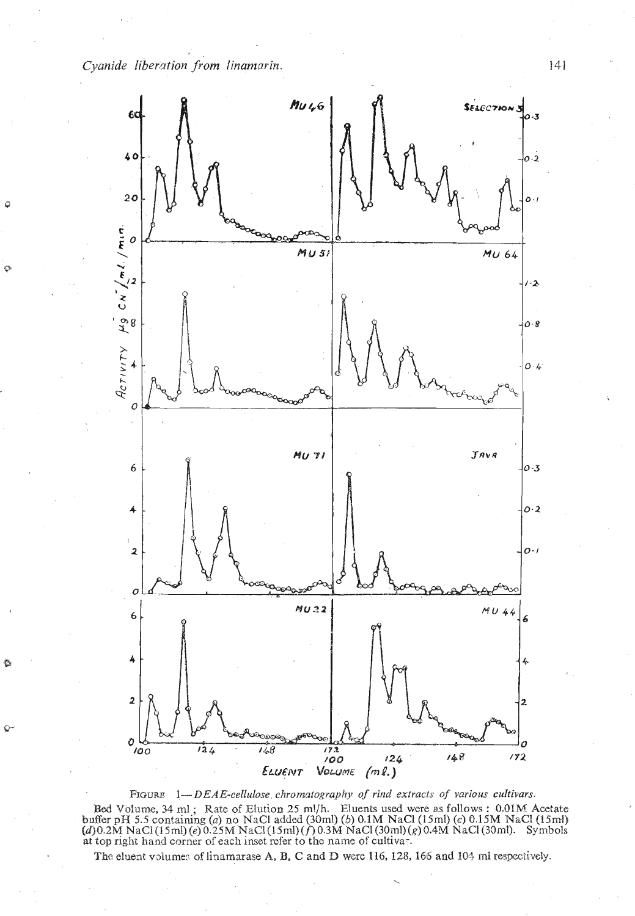FIGURE 1—*DEAE-cellulose chromatography of rind extracts of various cultivars.*

Bed Volume, 34 ml; Rate of Elution 25 ml/h. Eluents used were as follows: 0.01M Acetate buffer pH 5.5 containing (*a*) no NaCl added (30ml) (*b*) 0.1M NaCl (15ml) (*c*) 0.15M NaCl (15ml) (*d*) 0.2M NaCl (15ml) (*e*) 0.25M NaCl (15ml) (*f*) 0.3M NaCl (30ml) (*g*) 0.4M NaCl (30ml). Symbols at top right hand corner of each inset refer to the name of cultivar.

The eluent volumes of linamarase A, B, C and D were 116, 128, 166 and 104 ml respectively.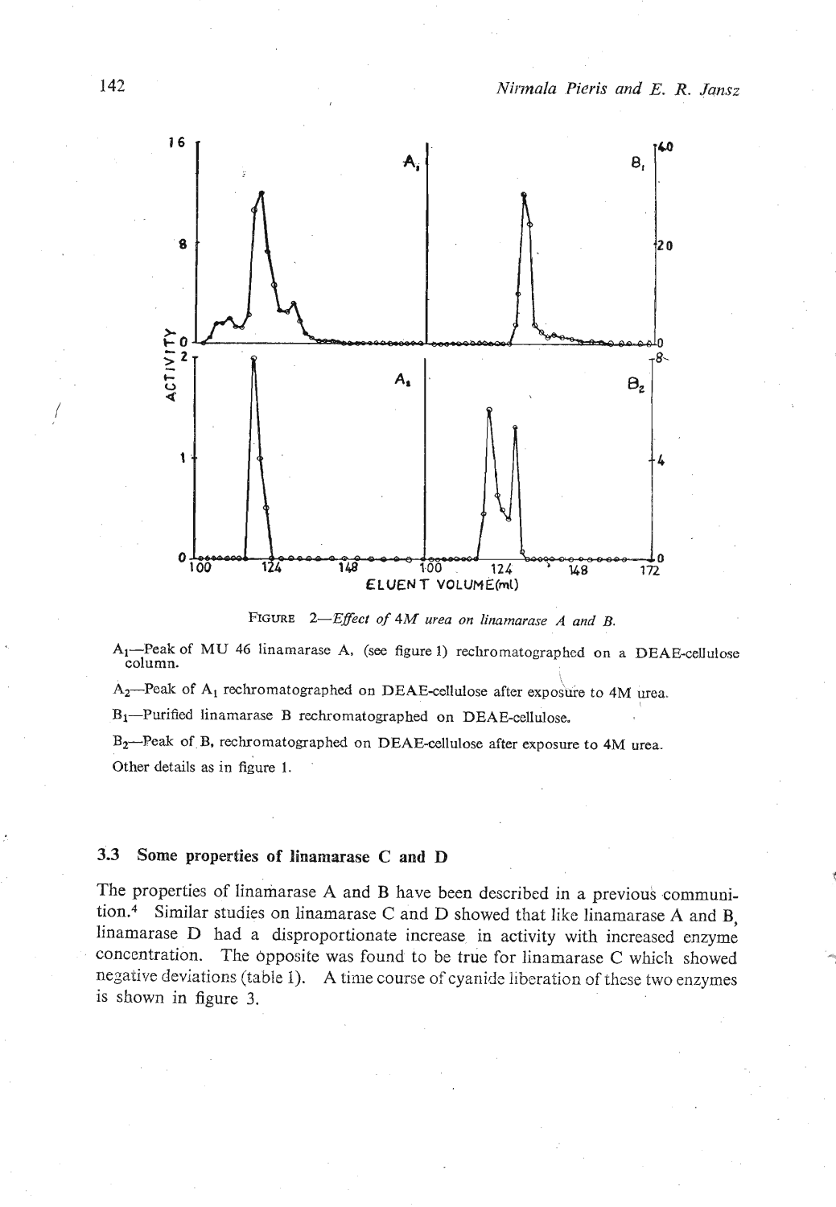FIGURE 2—*Effect of 4M urea on linamarase A and B.*

$A_1$—Peak of MU 46 linamarase A, (see figure 1) rechromatographed on a DEAE-cellulose column.

$A_2$—Peak of $A_1$ rechromatographed on DEAE-cellulose after exposure to 4M urea.

$B_1$—Purified linamarase B rechromatographed on DEAE-cellulose.

$B_2$—Peak of $B_1$ rechromatographed on DEAE-cellulose after exposure to 4M urea.

Other details as in figure 1.

### 3.3 Some properties of linamarase C and D

The properties of linamarase A and B have been described in a previous communication.[4] Similar studies on linamarase C and D showed that like linamarase A and B, linamarase D had a disproportionate increase in activity with increased enzyme concentration. The opposite was found to be true for linamarase C which showed negative deviations (table 1). A time course of cyanide liberation of these two enzymes is shown in figure 3.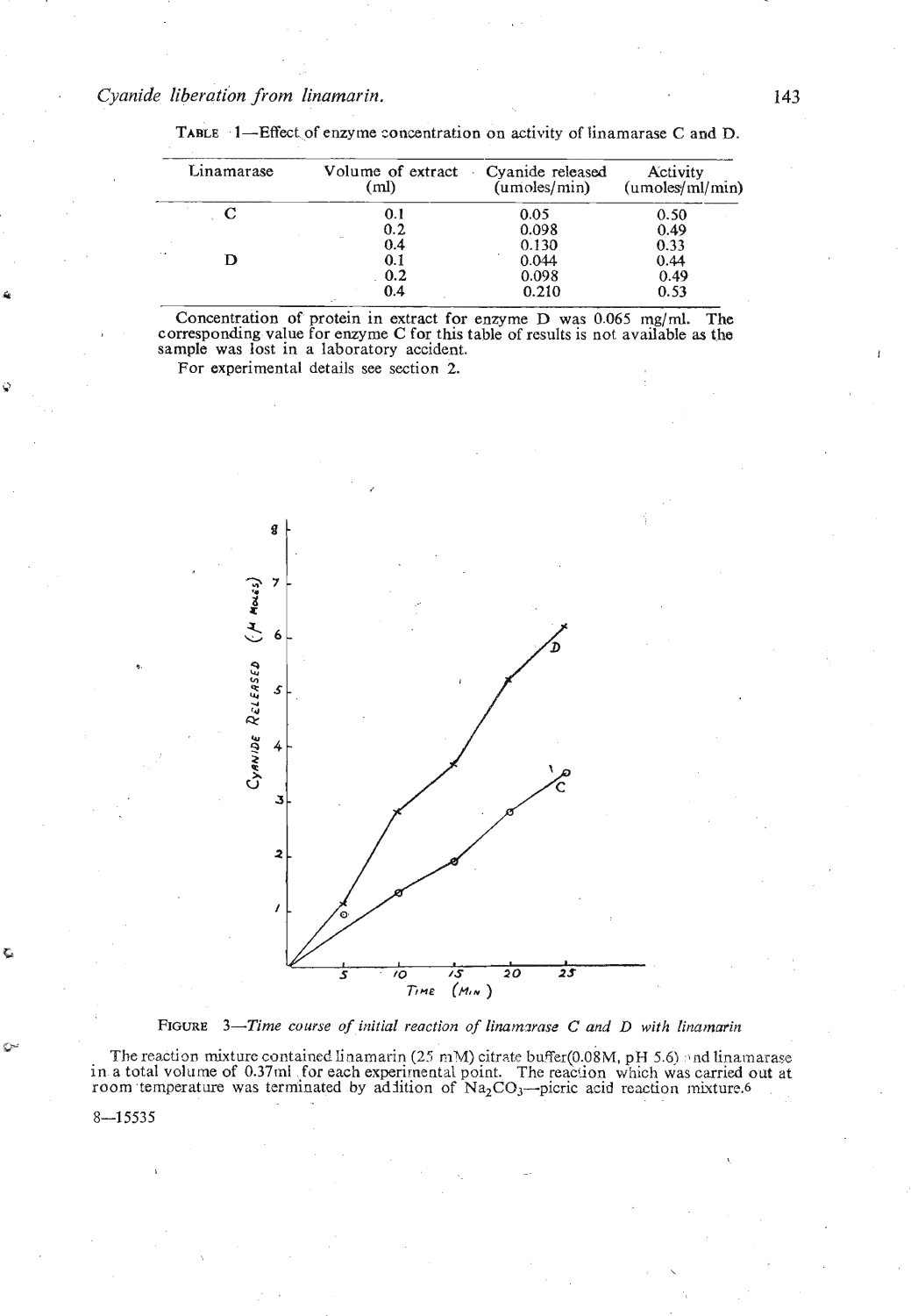**TABLE 1**—Effect of enzyme concentration on activity of linamarase C and D.

| Linamarase | Volume of extract (ml) | Cyanide released (umoles/min) | Activity (umoles/ml/min) |
|---|---|---|---|
| C | 0.1 | 0.05 | 0.50 |
| | 0.2 | 0.098 | 0.49 |
| | 0.4 | 0.130 | 0.33 |
| D | 0.1 | 0.044 | 0.44 |
| | 0.2 | 0.098 | 0.49 |
| | 0.4 | 0.210 | 0.53 |

Concentration of protein in extract for enzyme D was 0.065 mg/ml. The corresponding value for enzyme C for this table of results is not available as the sample was lost in a laboratory accident.

For experimental details see section 2.

FIGURE 3—*Time course of initial reaction of linamarase C and D with linamarin*

The reaction mixture contained linamarin (25 mM) citrate buffer(0.08M, pH 5.6) and linamarase in a total volume of 0.37ml for each experimental point. The reaction which was carried out at room temperature was terminated by addition of $Na_2CO_3$—picric acid reaction mixture.[6]

8—15535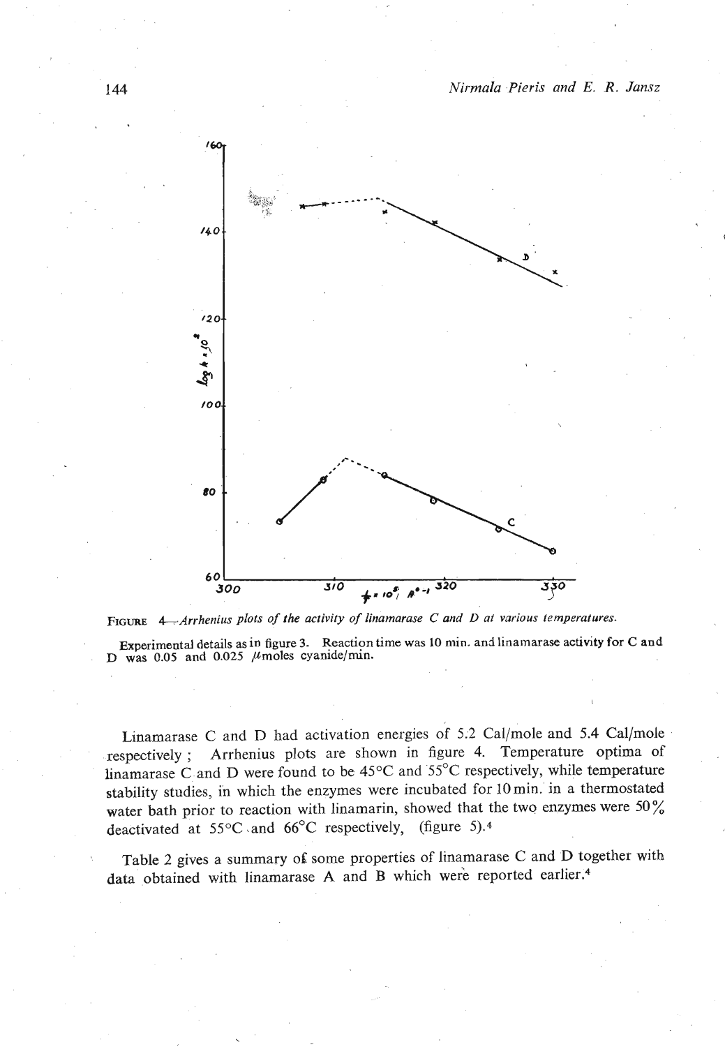FIGURE 4—*Arrhenius plots of the activity of linamarase C and D at various temperatures.*

Experimental details as in figure 3. Reaction time was 10 min. and linamarase activity for C and D was 0.05 and 0.025 $\mu$moles cyanide/min.

Linamarase C and D had activation energies of 5.2 Cal/mole and 5.4 Cal/mole respectively; Arrhenius plots are shown in figure 4. Temperature optima of linamarase C and D were found to be 45°C and 55°C respectively, while temperature stability studies, in which the enzymes were incubated for 10 min. in a thermostated water bath prior to reaction with linamarin, showed that the two enzymes were 50% deactivated at 55°C and 66°C respectively, (figure 5).[4]

Table 2 gives a summary of some properties of linamarase C and D together with data obtained with linamarase A and B which were reported earlier.[4]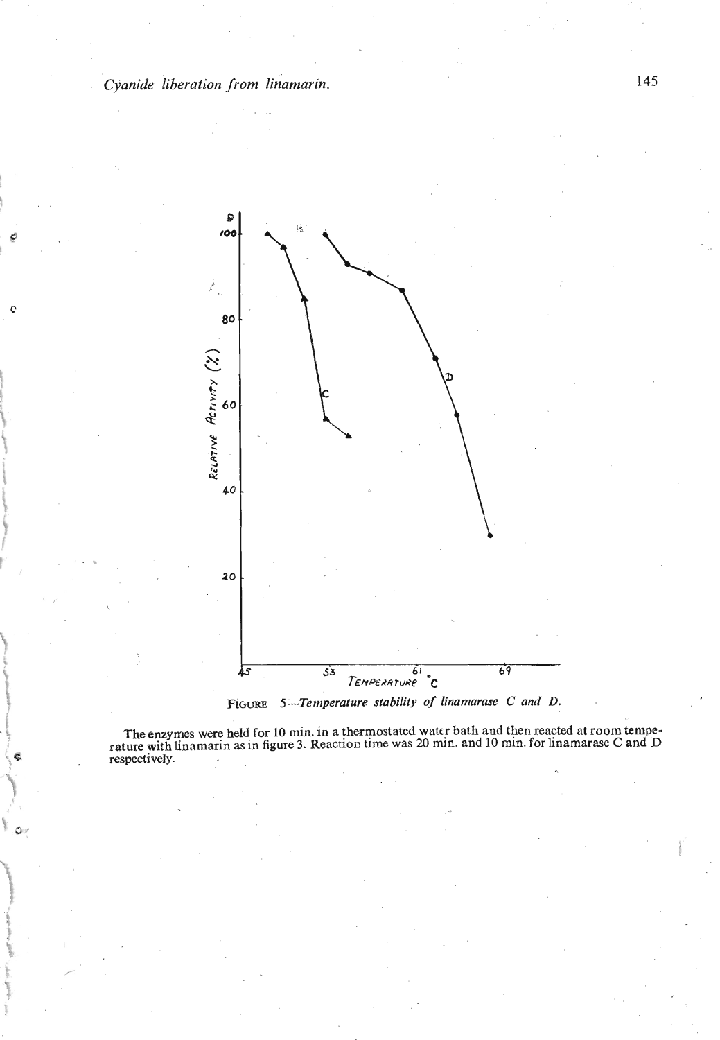FIGURE 5—*Temperature stability of linamarase C and D.*

The enzymes were held for 10 min. in a thermostated water bath and then reacted at room temperature with linamarin as in figure 3. Reaction time was 20 min. and 10 min. for linamarase C and D respectively.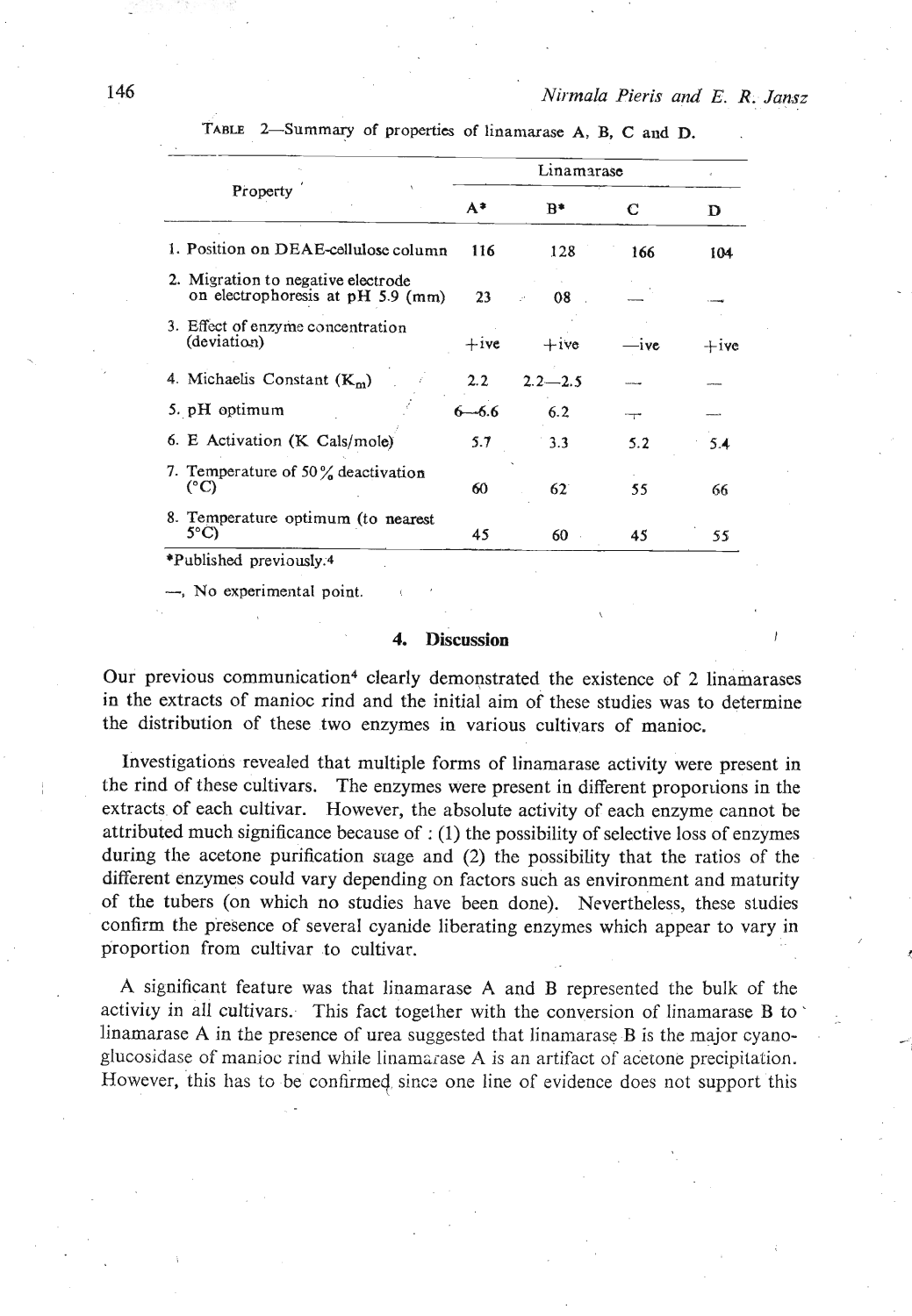TABLE 2—Summary of properties of linamarase A, B, C and D.

| Property | Linamarase | | | |
|---|---|---|---|---|
| | A* | B* | C | D |
| 1. Position on DEAE-cellulose column | 116 | 128 | 166 | 104 |
| 2. Migration to negative electrode on electrophoresis at pH 5.9 (mm) | 23 | 08 | — | — |
| 3. Effect of enzyme concentration (deviation) | +ive | +ive | —ive | +ive |
| 4. Michaelis Constant ($K_m$) | 2.2 | 2.2—2.5 | — | — |
| 5. pH optimum | 6—6.6 | 6.2 | — | — |
| 6. E Activation (K Cals/mole) | 5.7 | 3.3 | 5.2 | 5.4 |
| 7. Temperature of 50% deactivation (°C) | 60 | 62 | 55 | 66 |
| 8. Temperature optimum (to nearest 5°C) | 45 | 60 | 45 | 55 |

*Published previously.[4]

—, No experimental point.

## 4. Discussion

Our previous communication[4] clearly demonstrated the existence of 2 linamarases in the extracts of manioc rind and the initial aim of these studies was to determine the distribution of these two enzymes in various cultivars of manioc.

Investigations revealed that multiple forms of linamarase activity were present in the rind of these cultivars. The enzymes were present in different proportions in the extracts of each cultivar. However, the absolute activity of each enzyme cannot be attributed much significance because of : (1) the possibility of selective loss of enzymes during the acetone purification stage and (2) the possibility that the ratios of the different enzymes could vary depending on factors such as environment and maturity of the tubers (on which no studies have been done). Nevertheless, these studies confirm the presence of several cyanide liberating enzymes which appear to vary in proportion from cultivar to cultivar.

A significant feature was that linamarase A and B represented the bulk of the activity in all cultivars. This fact together with the conversion of linamarase B to linamarase A in the presence of urea suggested that linamarase B is the major cyanoglucosidase of manioc rind while linamarase A is an artifact of acetone precipitation. However, this has to be confirmed since one line of evidence does not support this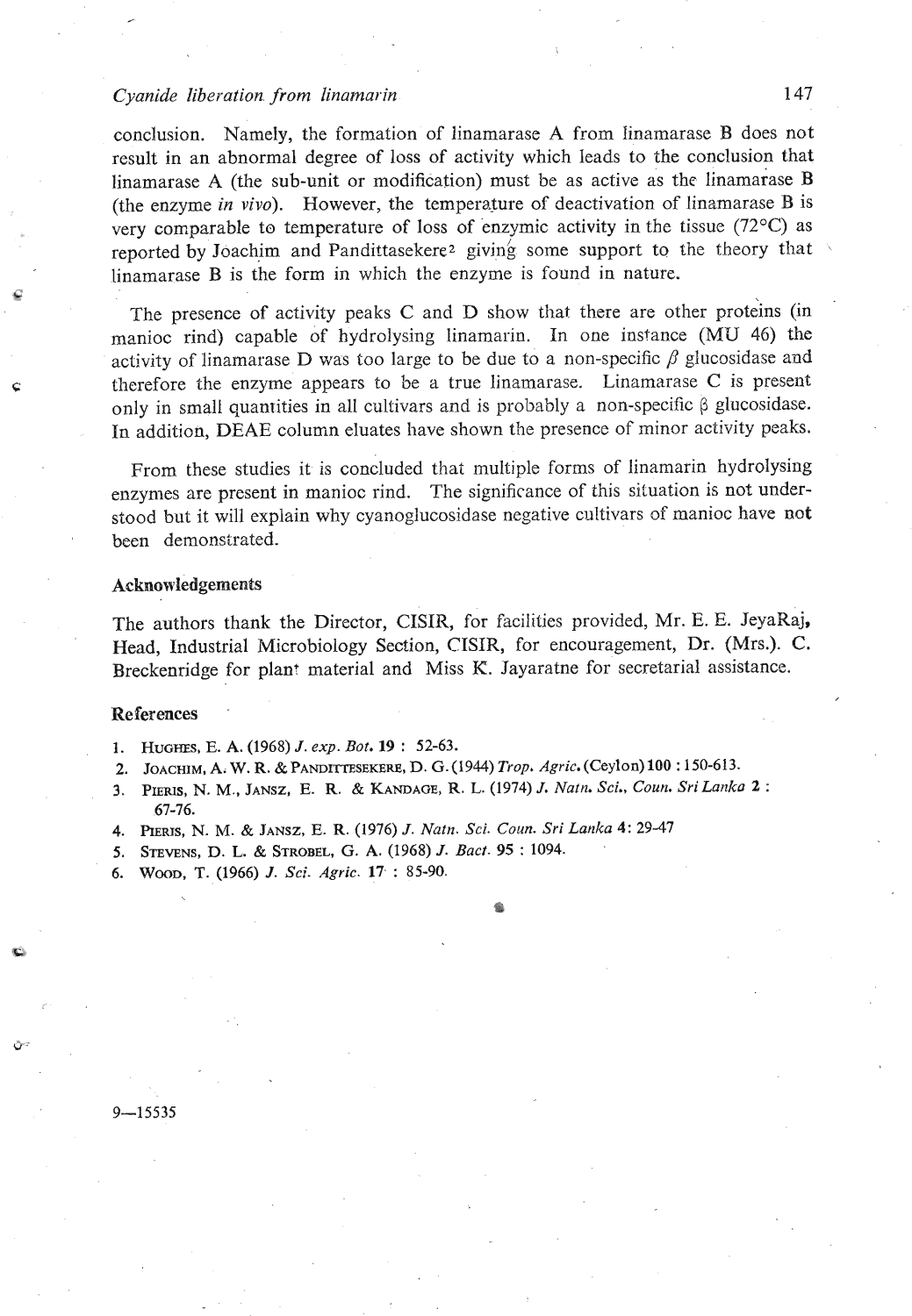conclusion. Namely, the formation of linamarase A from linamarase B does not result in an abnormal degree of loss of activity which leads to the conclusion that linamarase A (the sub-unit or modification) must be as active as the linamarase B (the enzyme *in vivo*). However, the temperature of deactivation of linamarase B is very comparable to temperature of loss of enzymic activity in the tissue (72°C) as reported by Joachim and Pandittasekere[2] giving some support to the theory that linamarase B is the form in which the enzyme is found in nature.

The presence of activity peaks C and D show that there are other proteins (in manioc rind) capable of hydrolysing linamarin. In one instance (MU 46) the activity of linamarase D was too large to be due to a non-specific $\beta$ glucosidase and therefore the enzyme appears to be a true linamarase. Linamarase C is present only in small quantities in all cultivars and is probably a non-specific $\beta$ glucosidase. In addition, DEAE column eluates have shown the presence of minor activity peaks.

From these studies it is concluded that multiple forms of linamarin hydrolysing enzymes are present in manioc rind. The significance of this situation is not understood but it will explain why cyanoglucosidase negative cultivars of manioc have **not** been demonstrated.

### Acknowledgements

The authors thank the Director, CISIR, for facilities provided, Mr. E. E. JeyaRaj, Head, Industrial Microbiology Section, CISIR, for encouragement, Dr. (Mrs.). C. Breckenridge for plant material and Miss K. Jayaratne for secretarial assistance.

### References

1. Hughes, E. A. (1968) *J. exp. Bot.* **19** : 52-63.
2. Joachim, A. W. R. & Pandittesekere, D. G. (1944) *Trop. Agric.* (Ceylon) **100** : 150-613.
3. Pieris, N. M., Jansz, E. R. & Kandage, R. L. (1974) *J. Natn. Sci., Coun. Sri Lanka* **2** : 67-76.
4. Pieris, N. M. & Jansz, E. R. (1976) *J. Natn. Sci. Coun. Sri Lanka* **4**: 29-47
5. Stevens, D. L. & Strobel, G. A. (1968) *J. Bact.* **95** : 1094.
6. Wood, T. (1966) *J. Sci. Agric.* **17** : 85-90.

9—15535